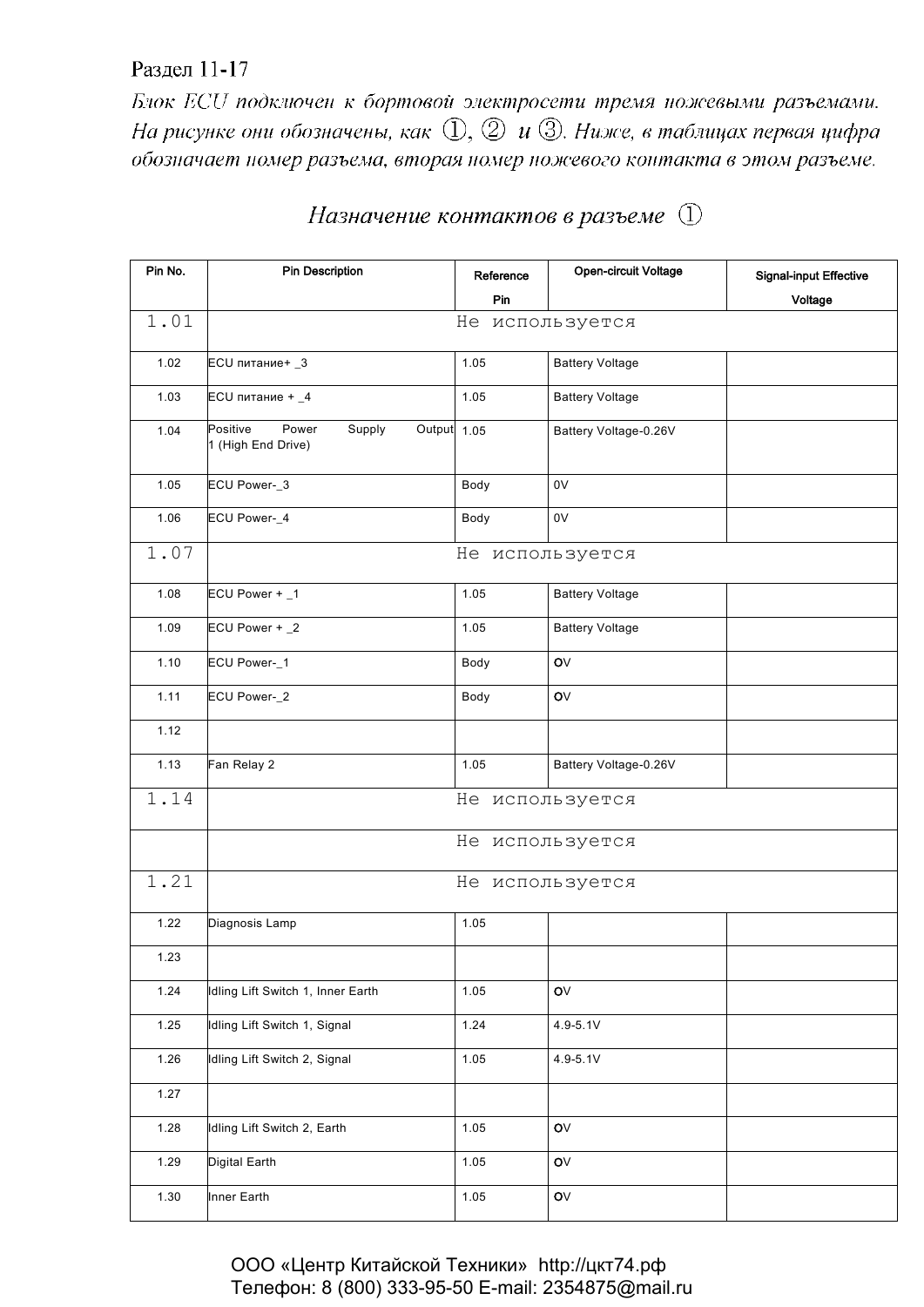Раздел 11-17

*Блок ECU подключен к бортовой электросети тремя ножевыми разъемами. На рисунке они обозначены, как ①, ② и ③. Ниже, в таблицах первая цифра обозначает номер разъема, вторая номер ножевого контакта в этом разъеме.*

## *Назначение контактов в разъеме ①*

| Pin No. | Pin Description | Reference Pin | Open-circuit Voltage | Signal-input Effective Voltage |
|---|---|---|---|---|
| 1.01 | Не используется | | | |
| 1.02 | ECU питание+ _3 | 1.05 | Battery Voltage | |
| 1.03 | ECU питание + _4 | 1.05 | Battery Voltage | |
| 1.04 | Positive Power Supply Output 1 (High End Drive) | 1.05 | Battery Voltage-0.26V | |
| 1.05 | ECU Power-_3 | Body | 0V | |
| 1.06 | ECU Power-_4 | Body | 0V | |
| 1.07 | Не используется | | | |
| 1.08 | ECU Power + _1 | 1.05 | Battery Voltage | |
| 1.09 | ECU Power + _2 | 1.05 | Battery Voltage | |
| 1.10 | ECU Power-_1 | Body | OV | |
| 1.11 | ECU Power-_2 | Body | OV | |
| 1.12 | | | | |
| 1.13 | Fan Relay 2 | 1.05 | Battery Voltage-0.26V | |
| 1.14 | Не используется | | | |
| | Не используется | | | |
| 1.21 | Не используется | | | |
| 1.22 | Diagnosis Lamp | 1.05 | | |
| 1.23 | | | | |
| 1.24 | Idling Lift Switch 1, Inner Earth | 1.05 | OV | |
| 1.25 | Idling Lift Switch 1, Signal | 1.24 | 4.9-5.1V | |
| 1.26 | Idling Lift Switch 2, Signal | 1.05 | 4.9-5.1V | |
| 1.27 | | | | |
| 1.28 | Idling Lift Switch 2, Earth | 1.05 | OV | |
| 1.29 | Digital Earth | 1.05 | OV | |
| 1.30 | Inner Earth | 1.05 | OV | |

ООО «Центр Китайской Техники» http://цкт74.рф
Телефон: 8 (800) 333-95-50 E-mail: 2354875@mail.ru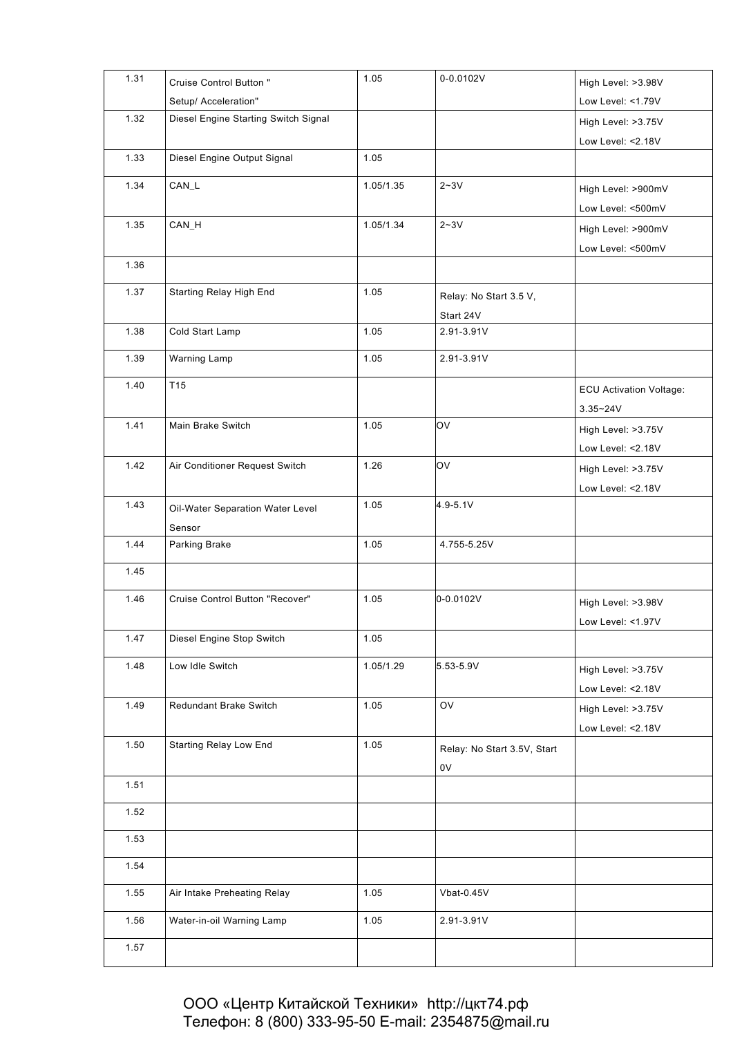| 1.31 | Cruise Control Button " Setup/ Acceleration" | 1.05 | 0-0.0102V | High Level: >3.98V Low Level: <1.79V |
|---|---|---|---|---|
| 1.32 | Diesel Engine Starting Switch Signal | | | High Level: >3.75V Low Level: <2.18V |
| 1.33 | Diesel Engine Output Signal | 1.05 | | |
| 1.34 | CAN_L | 1.05/1.35 | 2~3V | High Level: >900mV Low Level: <500mV |
| 1.35 | CAN_H | 1.05/1.34 | 2~3V | High Level: >900mV Low Level: <500mV |
| 1.36 | | | | |
| 1.37 | Starting Relay High End | 1.05 | Relay: No Start 3.5 V, Start 24V | |
| 1.38 | Cold Start Lamp | 1.05 | 2.91-3.91V | |
| 1.39 | Warning Lamp | 1.05 | 2.91-3.91V | |
| 1.40 | T15 | | | ECU Activation Voltage: 3.35~24V |
| 1.41 | Main Brake Switch | 1.05 | OV | High Level: >3.75V Low Level: <2.18V |
| 1.42 | Air Conditioner Request Switch | 1.26 | OV | High Level: >3.75V Low Level: <2.18V |
| 1.43 | Oil-Water Separation Water Level Sensor | 1.05 | 4.9-5.1V | |
| 1.44 | Parking Brake | 1.05 | 4.755-5.25V | |
| 1.45 | | | | |
| 1.46 | Cruise Control Button "Recover" | 1.05 | 0-0.0102V | High Level: >3.98V Low Level: <1.97V |
| 1.47 | Diesel Engine Stop Switch | 1.05 | | |
| 1.48 | Low Idle Switch | 1.05/1.29 | 5.53-5.9V | High Level: >3.75V Low Level: <2.18V |
| 1.49 | Redundant Brake Switch | 1.05 | OV | High Level: >3.75V Low Level: <2.18V |
| 1.50 | Starting Relay Low End | 1.05 | Relay: No Start 3.5V, Start 0V | |
| 1.51 | | | | |
| 1.52 | | | | |
| 1.53 | | | | |
| 1.54 | | | | |
| 1.55 | Air Intake Preheating Relay | 1.05 | Vbat-0.45V | |
| 1.56 | Water-in-oil Warning Lamp | 1.05 | 2.91-3.91V | |
| 1.57 | | | | |

ООО «Центр Китайской Техники» http://цкт74.рф
Телефон: 8 (800) 333-95-50 E-mail: 2354875@mail.ru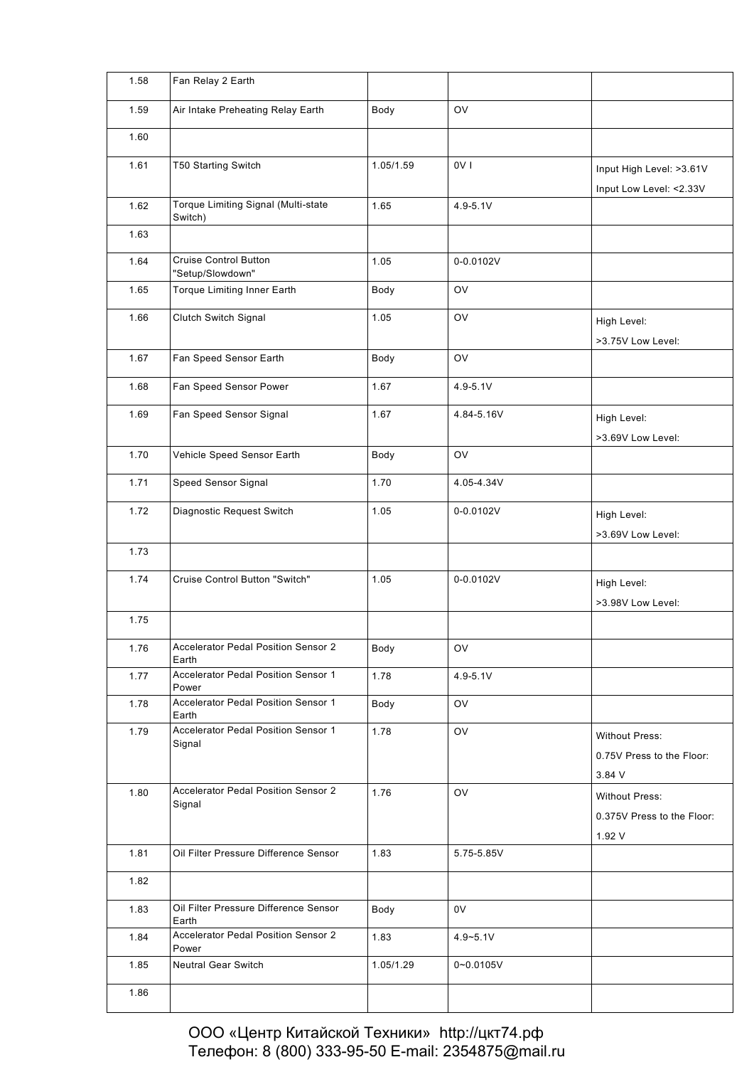| | | | | |
|---|---|---|---|---|
| 1.58 | Fan Relay 2 Earth | | | |
| 1.59 | Air Intake Preheating Relay Earth | Body | OV | |
| 1.60 | | | | |
| 1.61 | T50 Starting Switch | 1.05/1.59 | 0V I | Input High Level: >3.61V Input Low Level: <2.33V |
| 1.62 | Torque Limiting Signal (Multi-state Switch) | 1.65 | 4.9-5.1V | |
| 1.63 | | | | |
| 1.64 | Cruise Control Button "Setup/Slowdown" | 1.05 | 0-0.0102V | |
| 1.65 | Torque Limiting Inner Earth | Body | OV | |
| 1.66 | Clutch Switch Signal | 1.05 | OV | High Level: >3.75V Low Level: |
| 1.67 | Fan Speed Sensor Earth | Body | OV | |
| 1.68 | Fan Speed Sensor Power | 1.67 | 4.9-5.1V | |
| 1.69 | Fan Speed Sensor Signal | 1.67 | 4.84-5.16V | High Level: >3.69V Low Level: |
| 1.70 | Vehicle Speed Sensor Earth | Body | OV | |
| 1.71 | Speed Sensor Signal | 1.70 | 4.05-4.34V | |
| 1.72 | Diagnostic Request Switch | 1.05 | 0-0.0102V | High Level: >3.69V Low Level: |
| 1.73 | | | | |
| 1.74 | Cruise Control Button "Switch" | 1.05 | 0-0.0102V | High Level: >3.98V Low Level: |
| 1.75 | | | | |
| 1.76 | Accelerator Pedal Position Sensor 2 Earth | Body | OV | |
| 1.77 | Accelerator Pedal Position Sensor 1 Power | 1.78 | 4.9-5.1V | |
| 1.78 | Accelerator Pedal Position Sensor 1 Earth | Body | OV | |
| 1.79 | Accelerator Pedal Position Sensor 1 Signal | 1.78 | OV | Without Press: 0.75V Press to the Floor: 3.84 V |
| 1.80 | Accelerator Pedal Position Sensor 2 Signal | 1.76 | OV | Without Press: 0.375V Press to the Floor: 1.92 V |
| 1.81 | Oil Filter Pressure Difference Sensor | 1.83 | 5.75-5.85V | |
| 1.82 | | | | |
| 1.83 | Oil Filter Pressure Difference Sensor Earth | Body | 0V | |
| 1.84 | Accelerator Pedal Position Sensor 2 Power | 1.83 | 4.9~5.1V | |
| 1.85 | Neutral Gear Switch | 1.05/1.29 | 0~0.0105V | |
| 1.86 | | | | |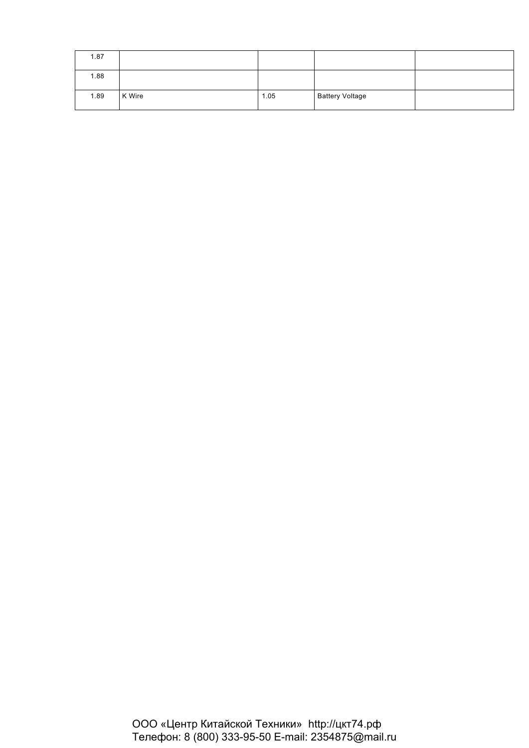| 1.87 | | | | |
|---|---|---|---|---|
| 1.88 | | | | |
| 1.89 | K Wire | 1.05 | Battery Voltage | |

ООО «Центр Китайской Техники» http://цкт74.рф
Телефон: 8 (800) 333-95-50 E-mail: 2354875@mail.ru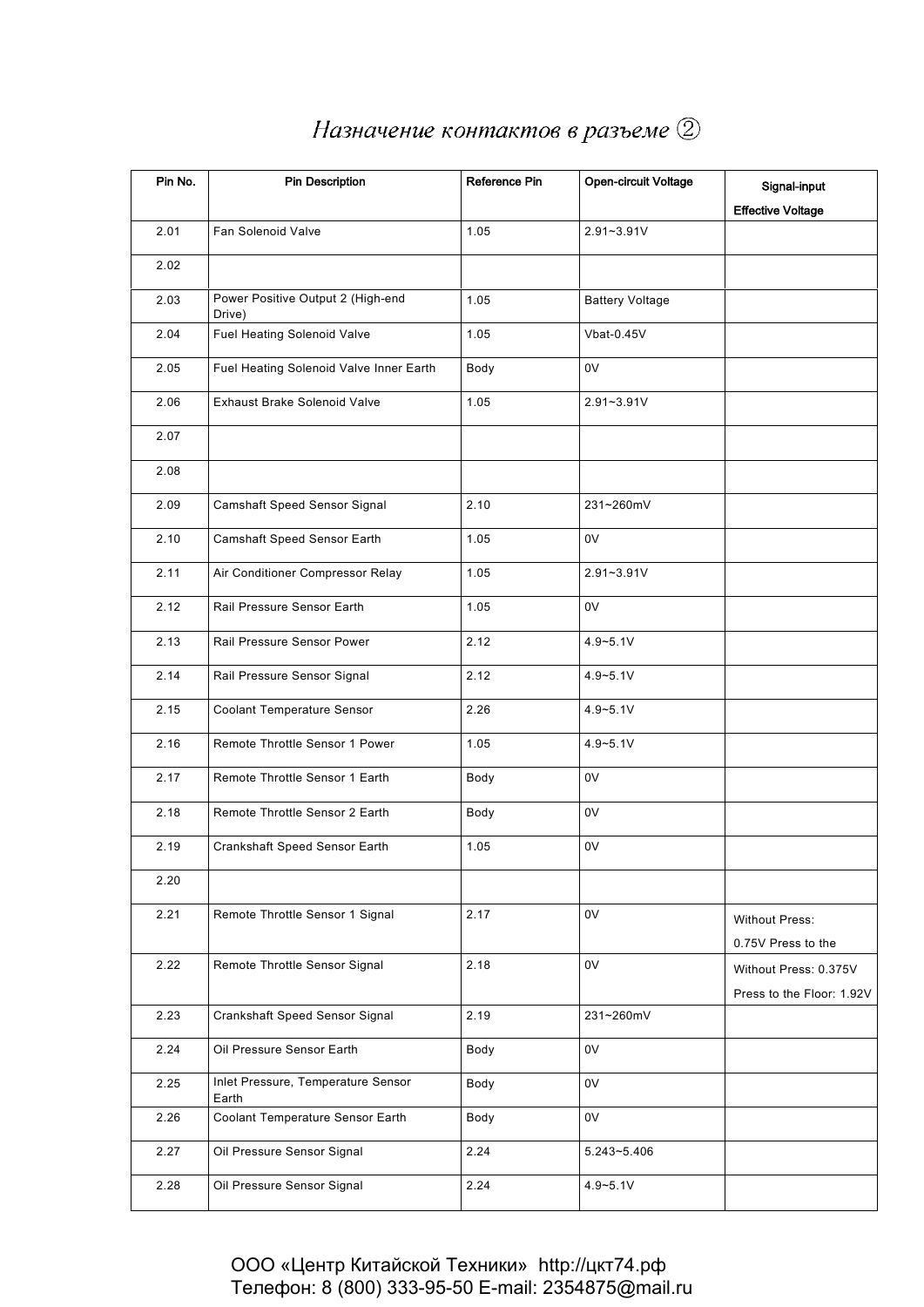# *Назначение контактов в разъеме ②*

| Pin No. | Pin Description | Reference Pin | Open-circuit Voltage | Signal-input Effective Voltage |
|---|---|---|---|---|
| 2.01 | Fan Solenoid Valve | 1.05 | 2.91~3.91V | |
| 2.02 | | | | |
| 2.03 | Power Positive Output 2 (High-end Drive) | 1.05 | Battery Voltage | |
| 2.04 | Fuel Heating Solenoid Valve | 1.05 | Vbat-0.45V | |
| 2.05 | Fuel Heating Solenoid Valve Inner Earth | Body | 0V | |
| 2.06 | Exhaust Brake Solenoid Valve | 1.05 | 2.91~3.91V | |
| 2.07 | | | | |
| 2.08 | | | | |
| 2.09 | Camshaft Speed Sensor Signal | 2.10 | 231~260mV | |
| 2.10 | Camshaft Speed Sensor Earth | 1.05 | 0V | |
| 2.11 | Air Conditioner Compressor Relay | 1.05 | 2.91~3.91V | |
| 2.12 | Rail Pressure Sensor Earth | 1.05 | 0V | |
| 2.13 | Rail Pressure Sensor Power | 2.12 | 4.9~5.1V | |
| 2.14 | Rail Pressure Sensor Signal | 2.12 | 4.9~5.1V | |
| 2.15 | Coolant Temperature Sensor | 2.26 | 4.9~5.1V | |
| 2.16 | Remote Throttle Sensor 1 Power | 1.05 | 4.9~5.1V | |
| 2.17 | Remote Throttle Sensor 1 Earth | Body | 0V | |
| 2.18 | Remote Throttle Sensor 2 Earth | Body | 0V | |
| 2.19 | Crankshaft Speed Sensor Earth | 1.05 | 0V | |
| 2.20 | | | | |
| 2.21 | Remote Throttle Sensor 1 Signal | 2.17 | 0V | Without Press: 0.75V Press to the |
| 2.22 | Remote Throttle Sensor Signal | 2.18 | 0V | Without Press: 0.375V Press to the Floor: 1.92V |
| 2.23 | Crankshaft Speed Sensor Signal | 2.19 | 231~260mV | |
| 2.24 | Oil Pressure Sensor Earth | Body | 0V | |
| 2.25 | Inlet Pressure, Temperature Sensor Earth | Body | 0V | |
| 2.26 | Coolant Temperature Sensor Earth | Body | 0V | |
| 2.27 | Oil Pressure Sensor Signal | 2.24 | 5.243~5.406 | |
| 2.28 | Oil Pressure Sensor Signal | 2.24 | 4.9~5.1V | |

ООО «Центр Китайской Техники» http://цкт74.рф
Телефон: 8 (800) 333-95-50 E-mail: 2354875@mail.ru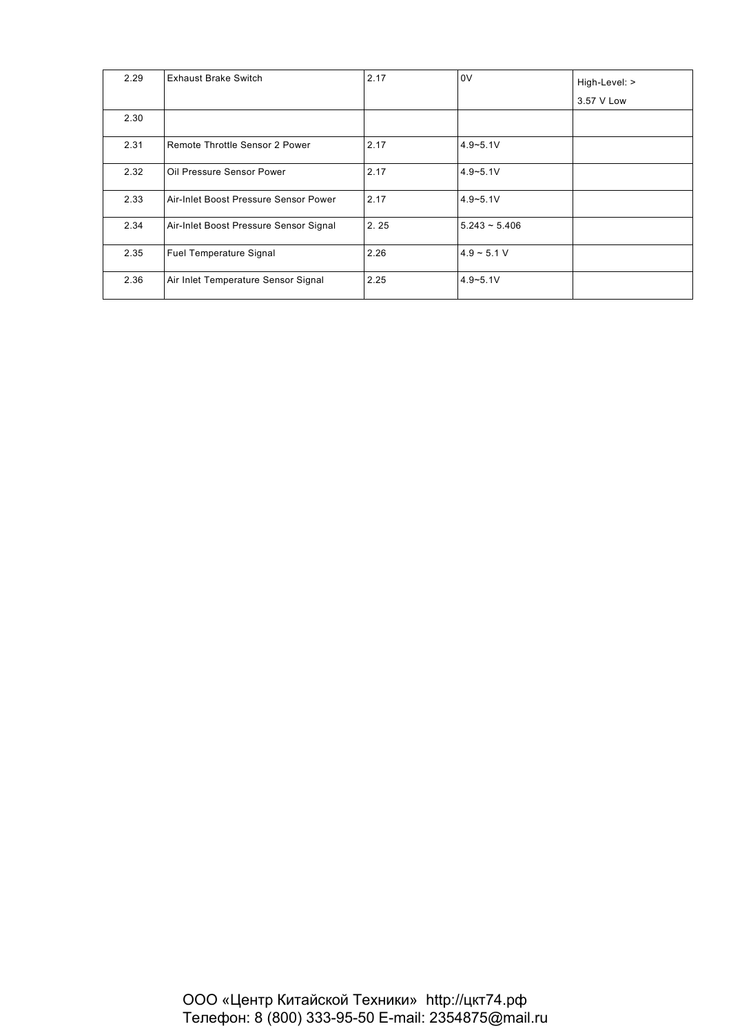| 2.29 | Exhaust Brake Switch | 2.17 | 0V | High-Level: > 3.57 V Low |
|---|---|---|---|---|
| 2.30 | | | | |
| 2.31 | Remote Throttle Sensor 2 Power | 2.17 | 4.9~5.1V | |
| 2.32 | Oil Pressure Sensor Power | 2.17 | 4.9~5.1V | |
| 2.33 | Air-Inlet Boost Pressure Sensor Power | 2.17 | 4.9~5.1V | |
| 2.34 | Air-Inlet Boost Pressure Sensor Signal | 2. 25 | 5.243 ~ 5.406 | |
| 2.35 | Fuel Temperature Signal | 2.26 | 4.9 ~ 5.1 V | |
| 2.36 | Air Inlet Temperature Sensor Signal | 2.25 | 4.9~5.1V | |

ООО «Центр Китайской Техники» http://цкт74.рф
Телефон: 8 (800) 333-95-50 E-mail: 2354875@mail.ru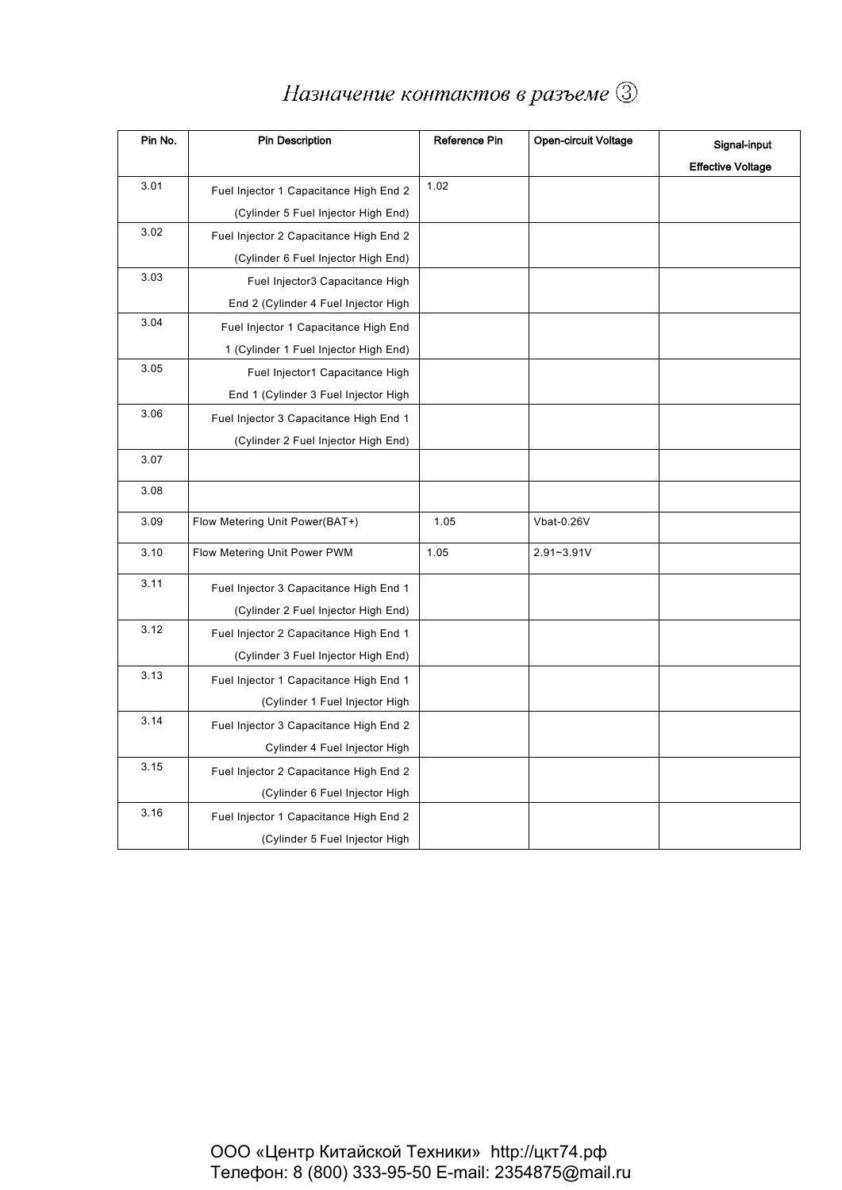# Назначение контактов в разъеме ③

| Pin No. | Pin Description | Reference Pin | Open-circuit Voltage | Signal-input Effective Voltage |
|---|---|---|---|---|
| 3.01 | Fuel Injector 1 Capacitance High End 2 (Cylinder 5 Fuel Injector High End) | 1.02 | | |
| 3.02 | Fuel Injector 2 Capacitance High End 2 (Cylinder 6 Fuel Injector High End) | | | |
| 3.03 | Fuel Injector3 Capacitance High End 2 (Cylinder 4 Fuel Injector High | | | |
| 3.04 | Fuel Injector 1 Capacitance High End 1 (Cylinder 1 Fuel Injector High End) | | | |
| 3.05 | Fuel Injector1 Capacitance High End 1 (Cylinder 3 Fuel Injector High | | | |
| 3.06 | Fuel Injector 3 Capacitance High End 1 (Cylinder 2 Fuel Injector High End) | | | |
| 3.07 | | | | |
| 3.08 | | | | |
| 3.09 | Flow Metering Unit Power(BAT+) | 1.05 | Vbat-0.26V | |
| 3.10 | Flow Metering Unit Power PWM | 1.05 | 2.91~3.91V | |
| 3.11 | Fuel Injector 3 Capacitance High End 1 (Cylinder 2 Fuel Injector High End) | | | |
| 3.12 | Fuel Injector 2 Capacitance High End 1 (Cylinder 3 Fuel Injector High End) | | | |
| 3.13 | Fuel Injector 1 Capacitance High End 1 (Cylinder 1 Fuel Injector High | | | |
| 3.14 | Fuel Injector 3 Capacitance High End 2 Cylinder 4 Fuel Injector High | | | |
| 3.15 | Fuel Injector 2 Capacitance High End 2 (Cylinder 6 Fuel Injector High | | | |
| 3.16 | Fuel Injector 1 Capacitance High End 2 (Cylinder 5 Fuel Injector High | | | |

ООО «Центр Китайской Техники» http://цкт74.рф
Телефон: 8 (800) 333-95-50 E-mail: 2354875@mail.ru